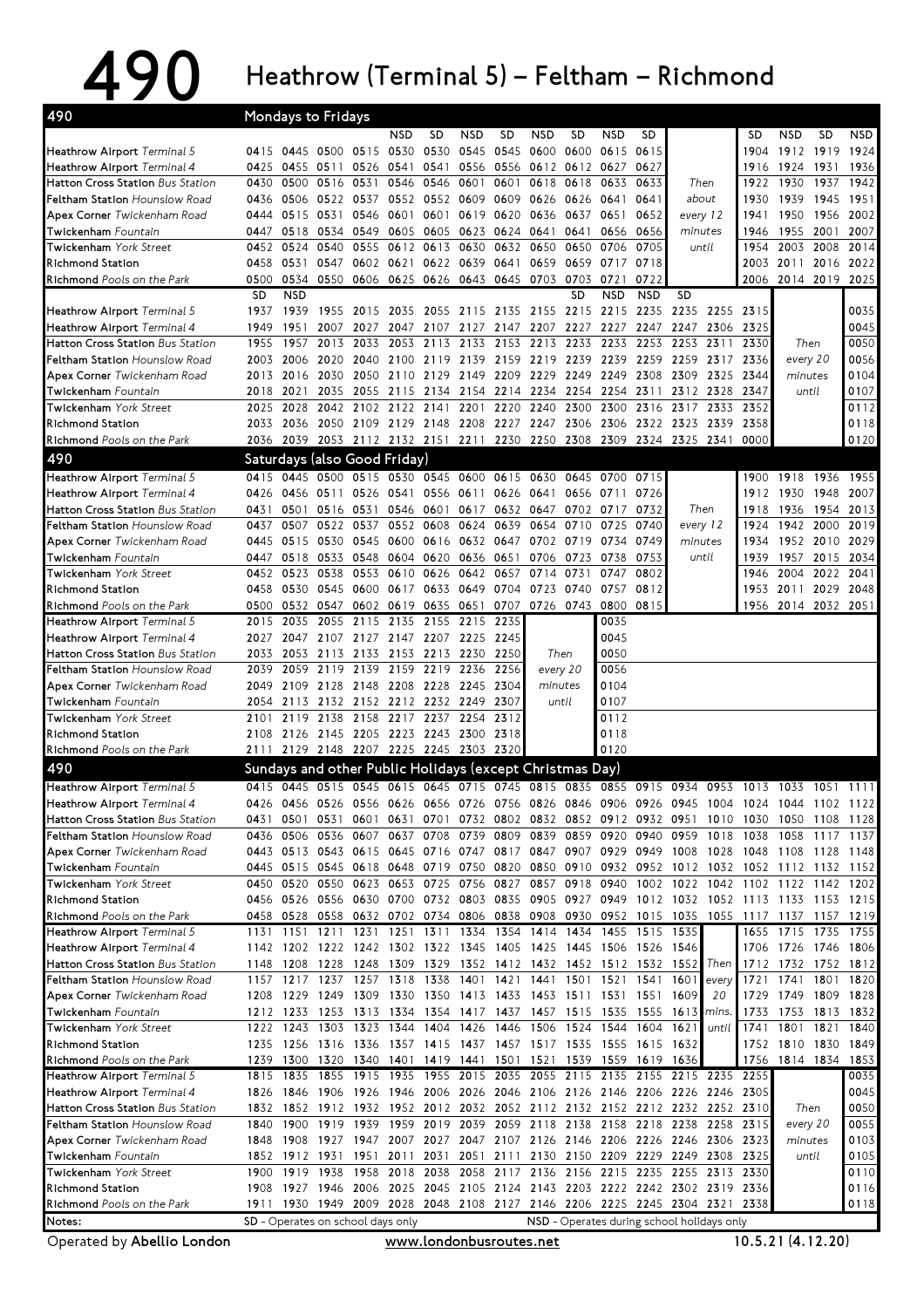# 490 Heathrow (Terminal 5) – Feltham – Richmond

## Mondays to Fridays

| 490 | | | | | NSD | SD | NSD | SD | NSD | SD | NSD | SD | | | SD | NSD | SD | NSD |
|---|---|---|---|---|---|---|---|---|---|---|---|---|---|---|---|---|---|---|
| Heathrow Airport *Terminal 5* | 0415 | 0445 | 0500 | 0515 | 0530 | 0530 | 0545 | 0545 | 0600 | 0600 | 0615 | 0615 | | | 1904 | 1912 | 1919 | 1924 |
| Heathrow Airport *Terminal 4* | 0425 | 0455 | 0511 | 0526 | 0541 | 0541 | 0556 | 0556 | 0612 | 0612 | 0627 | 0627 | | | 1916 | 1924 | 1931 | 1936 |
| Hatton Cross Station *Bus Station* | 0430 | 0500 | 0516 | 0531 | 0546 | 0546 | 0601 | 0601 | 0618 | 0618 | 0633 | 0633 | Then | | 1922 | 1930 | 1937 | 1942 |
| Feltham Station *Hounslow Road* | 0436 | 0506 | 0522 | 0537 | 0552 | 0552 | 0609 | 0609 | 0626 | 0626 | 0641 | 0641 | about | | 1930 | 1939 | 1945 | 1951 |
| Apex Corner *Twickenham Road* | 0444 | 0515 | 0531 | 0546 | 0601 | 0601 | 0619 | 0620 | 0636 | 0637 | 0651 | 0652 | every 12 | | 1941 | 1950 | 1956 | 2002 |
| Twickenham *Fountain* | 0447 | 0518 | 0534 | 0549 | 0605 | 0605 | 0623 | 0624 | 0641 | 0641 | 0656 | 0656 | minutes | | 1946 | 1955 | 2001 | 2007 |
| Twickenham *York Street* | 0452 | 0524 | 0540 | 0555 | 0612 | 0613 | 0630 | 0632 | 0650 | 0650 | 0706 | 0705 | until | | 1954 | 2003 | 2008 | 2014 |
| Richmond Station | 0458 | 0531 | 0547 | 0602 | 0621 | 0622 | 0639 | 0641 | 0659 | 0659 | 0717 | 0718 | | | 2003 | 2011 | 2016 | 2022 |
| Richmond *Pools on the Park* | 0500 | 0534 | 0550 | 0606 | 0625 | 0626 | 0643 | 0645 | 0703 | 0703 | 0721 | 0722 | | | 2006 | 2014 | 2019 | 2025 |

| | SD | NSD | | | | | | | | SD | NSD | NSD | SD | | | | | | |
|---|---|---|---|---|---|---|---|---|---|---|---|---|---|---|---|---|---|---|---|
| Heathrow Airport *Terminal 5* | 1937 | 1939 | 1955 | 2015 | 2035 | 2055 | 2115 | 2135 | 2155 | 2215 | 2215 | 2235 | 2235 | 2255 | 2315 | | | 0035 |
| Heathrow Airport *Terminal 4* | 1949 | 1951 | 2007 | 2027 | 2047 | 2107 | 2127 | 2147 | 2207 | 2227 | 2227 | 2247 | 2247 | 2306 | 2325 | | | 0045 |
| Hatton Cross Station *Bus Station* | 1955 | 1957 | 2013 | 2033 | 2053 | 2113 | 2133 | 2153 | 2213 | 2233 | 2233 | 2253 | 2253 | 2311 | 2330 | Then | | 0050 |
| Feltham Station *Hounslow Road* | 2003 | 2006 | 2020 | 2040 | 2100 | 2119 | 2139 | 2159 | 2219 | 2239 | 2239 | 2259 | 2259 | 2317 | 2336 | every 20 | | 0056 |
| Apex Corner *Twickenham Road* | 2013 | 2016 | 2030 | 2050 | 2110 | 2129 | 2149 | 2209 | 2229 | 2249 | 2249 | 2308 | 2309 | 2325 | 2344 | minutes | | 0104 |
| Twickenham *Fountain* | 2018 | 2021 | 2035 | 2055 | 2115 | 2134 | 2154 | 2214 | 2234 | 2254 | 2254 | 2311 | 2312 | 2328 | 2347 | until | | 0107 |
| Twickenham *York Street* | 2025 | 2028 | 2042 | 2102 | 2122 | 2141 | 2201 | 2220 | 2240 | 2300 | 2300 | 2316 | 2317 | 2333 | 2352 | | | 0112 |
| Richmond Station | 2033 | 2036 | 2050 | 2109 | 2129 | 2148 | 2208 | 2227 | 2247 | 2306 | 2306 | 2322 | 2323 | 2339 | 2358 | | | 0118 |
| Richmond *Pools on the Park* | 2036 | 2039 | 2053 | 2112 | 2132 | 2151 | 2211 | 2230 | 2250 | 2308 | 2309 | 2324 | 2325 | 2341 | 0000 | | | 0120 |

## Saturdays (also Good Friday)

| 490 | | | | | | | | | | | | | | | | | | |
|---|---|---|---|---|---|---|---|---|---|---|---|---|---|---|---|---|---|---|
| Heathrow Airport *Terminal 5* | 0415 | 0445 | 0500 | 0515 | 0530 | 0545 | 0600 | 0615 | 0630 | 0645 | 0700 | 0715 | | | 1900 | 1918 | 1936 | 1955 |
| Heathrow Airport *Terminal 4* | 0426 | 0456 | 0511 | 0526 | 0541 | 0556 | 0611 | 0626 | 0641 | 0656 | 0711 | 0726 | | | 1912 | 1930 | 1948 | 2007 |
| Hatton Cross Station *Bus Station* | 0431 | 0501 | 0516 | 0531 | 0546 | 0601 | 0617 | 0632 | 0647 | 0702 | 0717 | 0732 | Then | | 1918 | 1936 | 1954 | 2013 |
| Feltham Station *Hounslow Road* | 0437 | 0507 | 0522 | 0537 | 0552 | 0608 | 0624 | 0639 | 0654 | 0710 | 0725 | 0740 | every 12 | | 1924 | 1942 | 2000 | 2019 |
| Apex Corner *Twickenham Road* | 0445 | 0515 | 0530 | 0545 | 0600 | 0616 | 0632 | 0647 | 0702 | 0719 | 0734 | 0749 | minutes | | 1934 | 1952 | 2010 | 2029 |
| Twickenham *Fountain* | 0447 | 0518 | 0533 | 0548 | 0604 | 0620 | 0636 | 0651 | 0706 | 0723 | 0738 | 0753 | until | | 1939 | 1957 | 2015 | 2034 |
| Twickenham *York Street* | 0452 | 0523 | 0538 | 0553 | 0610 | 0626 | 0642 | 0657 | 0714 | 0731 | 0747 | 0802 | | | 1946 | 2004 | 2022 | 2041 |
| Richmond Station | 0458 | 0530 | 0545 | 0600 | 0617 | 0633 | 0649 | 0704 | 0723 | 0740 | 0757 | 0812 | | | 1953 | 2011 | 2029 | 2048 |
| Richmond *Pools on the Park* | 0500 | 0532 | 0547 | 0602 | 0619 | 0635 | 0651 | 0707 | 0726 | 0743 | 0800 | 0815 | | | 1956 | 2014 | 2032 | 2051 |

| | | | | | | | | | | | |
|---|---|---|---|---|---|---|---|---|---|---|---|
| Heathrow Airport *Terminal 5* | 2015 | 2035 | 2055 | 2115 | 2135 | 2155 | 2215 | 2235 | | | 0035 |
| Heathrow Airport *Terminal 4* | 2027 | 2047 | 2107 | 2127 | 2147 | 2207 | 2225 | 2245 | | | 0045 |
| Hatton Cross Station *Bus Station* | 2033 | 2053 | 2113 | 2133 | 2153 | 2213 | 2230 | 2250 | Then | | 0050 |
| Feltham Station *Hounslow Road* | 2039 | 2059 | 2119 | 2139 | 2159 | 2219 | 2236 | 2256 | every 20 | | 0056 |
| Apex Corner *Twickenham Road* | 2049 | 2109 | 2128 | 2148 | 2208 | 2228 | 2245 | 2304 | minutes | | 0104 |
| Twickenham *Fountain* | 2054 | 2113 | 2132 | 2152 | 2212 | 2232 | 2249 | 2307 | until | | 0107 |
| Twickenham *York Street* | 2101 | 2119 | 2138 | 2158 | 2217 | 2237 | 2254 | 2312 | | | 0112 |
| Richmond Station | 2108 | 2126 | 2145 | 2205 | 2223 | 2243 | 2300 | 2318 | | | 0118 |
| Richmond *Pools on the Park* | 2111 | 2129 | 2148 | 2207 | 2225 | 2245 | 2303 | 2320 | | | 0120 |

## Sundays and other Public Holidays (except Christmas Day)

| 490 | | | | | | | | | | | | | | | | | | | |
|---|---|---|---|---|---|---|---|---|---|---|---|---|---|---|---|---|---|---|---|
| Heathrow Airport *Terminal 5* | 0415 | 0445 | 0515 | 0545 | 0615 | 0645 | 0715 | 0745 | 0815 | 0835 | 0855 | 0915 | 0934 | 0953 | 1013 | 1033 | 1051 | 1111 |
| Heathrow Airport *Terminal 4* | 0426 | 0456 | 0526 | 0556 | 0626 | 0656 | 0726 | 0756 | 0826 | 0846 | 0906 | 0926 | 0945 | 1004 | 1024 | 1044 | 1102 | 1122 |
| Hatton Cross Station *Bus Station* | 0431 | 0501 | 0531 | 0601 | 0631 | 0701 | 0732 | 0802 | 0832 | 0852 | 0912 | 0932 | 0951 | 1010 | 1030 | 1050 | 1108 | 1128 |
| Feltham Station *Hounslow Road* | 0436 | 0506 | 0536 | 0607 | 0637 | 0708 | 0739 | 0809 | 0839 | 0859 | 0920 | 0940 | 0959 | 1018 | 1038 | 1058 | 1117 | 1137 |
| Apex Corner *Twickenham Road* | 0443 | 0513 | 0543 | 0615 | 0645 | 0716 | 0747 | 0817 | 0847 | 0907 | 0929 | 0949 | 1008 | 1028 | 1048 | 1108 | 1128 | 1148 |
| Twickenham *Fountain* | 0445 | 0515 | 0545 | 0618 | 0648 | 0719 | 0750 | 0820 | 0850 | 0910 | 0932 | 0952 | 1012 | 1032 | 1052 | 1112 | 1132 | 1152 |
| Twickenham *York Street* | 0450 | 0520 | 0550 | 0623 | 0653 | 0725 | 0756 | 0827 | 0857 | 0918 | 0940 | 1002 | 1022 | 1042 | 1102 | 1122 | 1142 | 1202 |
| Richmond Station | 0456 | 0526 | 0556 | 0630 | 0700 | 0732 | 0803 | 0835 | 0905 | 0927 | 0949 | 1012 | 1032 | 1052 | 1113 | 1133 | 1153 | 1215 |
| Richmond *Pools on the Park* | 0458 | 0528 | 0558 | 0632 | 0702 | 0734 | 0806 | 0838 | 0908 | 0930 | 0952 | 1015 | 1035 | 1055 | 1117 | 1137 | 1157 | 1219 |

| | | | | | | | | | | | | | | | | | | |
|---|---|---|---|---|---|---|---|---|---|---|---|---|---|---|---|---|---|---|
| Heathrow Airport *Terminal 5* | 1131 | 1151 | 1211 | 1231 | 1251 | 1311 | 1334 | 1354 | 1414 | 1434 | 1455 | 1515 | 1535 | | 1655 | 1715 | 1735 | 1755 |
| Heathrow Airport *Terminal 4* | 1142 | 1202 | 1222 | 1242 | 1302 | 1322 | 1345 | 1405 | 1425 | 1445 | 1506 | 1526 | 1546 | | 1706 | 1726 | 1746 | 1806 |
| Hatton Cross Station *Bus Station* | 1148 | 1208 | 1228 | 1248 | 1309 | 1329 | 1352 | 1412 | 1432 | 1452 | 1512 | 1532 | 1552 | Then | 1712 | 1732 | 1752 | 1812 |
| Feltham Station *Hounslow Road* | 1157 | 1217 | 1237 | 1257 | 1318 | 1338 | 1401 | 1421 | 1441 | 1501 | 1521 | 1541 | 1601 | every | 1721 | 1741 | 1801 | 1820 |
| Apex Corner *Twickenham Road* | 1208 | 1229 | 1249 | 1309 | 1330 | 1350 | 1413 | 1433 | 1453 | 1511 | 1531 | 1551 | 1609 | 20 | 1729 | 1749 | 1809 | 1828 |
| Twickenham *Fountain* | 1212 | 1233 | 1253 | 1313 | 1334 | 1354 | 1417 | 1437 | 1457 | 1515 | 1535 | 1555 | 1613 | mins. | 1733 | 1753 | 1813 | 1832 |
| Twickenham *York Street* | 1222 | 1243 | 1303 | 1323 | 1344 | 1404 | 1426 | 1446 | 1506 | 1524 | 1544 | 1604 | 1621 | until | 1741 | 1801 | 1821 | 1840 |
| Richmond Station | 1235 | 1256 | 1316 | 1336 | 1357 | 1415 | 1437 | 1457 | 1517 | 1535 | 1555 | 1615 | 1632 | | 1752 | 1810 | 1830 | 1849 |
| Richmond *Pools on the Park* | 1239 | 1300 | 1320 | 1340 | 1401 | 1419 | 1441 | 1501 | 1521 | 1539 | 1559 | 1619 | 1636 | | 1756 | 1814 | 1834 | 1853 |

| | | | | | | | | | | | | | | | | | | |
|---|---|---|---|---|---|---|---|---|---|---|---|---|---|---|---|---|---|---|
| Heathrow Airport *Terminal 5* | 1815 | 1835 | 1855 | 1915 | 1935 | 1955 | 2015 | 2035 | 2055 | 2115 | 2135 | 2155 | 2215 | 2235 | 2255 | | | 0035 |
| Heathrow Airport *Terminal 4* | 1826 | 1846 | 1906 | 1926 | 1946 | 2006 | 2026 | 2046 | 2106 | 2126 | 2146 | 2206 | 2226 | 2246 | 2305 | | | 0045 |
| Hatton Cross Station *Bus Station* | 1832 | 1852 | 1912 | 1932 | 1952 | 2012 | 2032 | 2052 | 2112 | 2132 | 2152 | 2212 | 2232 | 2252 | 2310 | Then | | 0050 |
| Feltham Station *Hounslow Road* | 1840 | 1900 | 1919 | 1939 | 1959 | 2019 | 2039 | 2059 | 2118 | 2138 | 2158 | 2218 | 2238 | 2258 | 2315 | every 20 | | 0055 |
| Apex Corner *Twickenham Road* | 1848 | 1908 | 1927 | 1947 | 2007 | 2027 | 2047 | 2107 | 2126 | 2146 | 2206 | 2226 | 2246 | 2306 | 2323 | minutes | | 0103 |
| Twickenham *Fountain* | 1852 | 1912 | 1931 | 1951 | 2011 | 2031 | 2051 | 2111 | 2130 | 2150 | 2209 | 2229 | 2249 | 2308 | 2325 | until | | 0105 |
| Twickenham *York Street* | 1900 | 1919 | 1938 | 1958 | 2018 | 2038 | 2058 | 2117 | 2136 | 2156 | 2215 | 2235 | 2255 | 2313 | 2330 | | | 0110 |
| Richmond Station | 1908 | 1927 | 1946 | 2006 | 2025 | 2045 | 2105 | 2124 | 2143 | 2203 | 2222 | 2242 | 2302 | 2319 | 2336 | | | 0116 |
| Richmond *Pools on the Park* | 1911 | 1930 | 1949 | 2009 | 2028 | 2048 | 2108 | 2127 | 2146 | 2206 | 2225 | 2245 | 2304 | 2321 | 2338 | | | 0118 |

Notes: SD - Operates on school days only; NSD - Operates during school holidays only

Operated by **Abellio London** | www.londonbusroutes.net | 10.5.21 (4.12.20)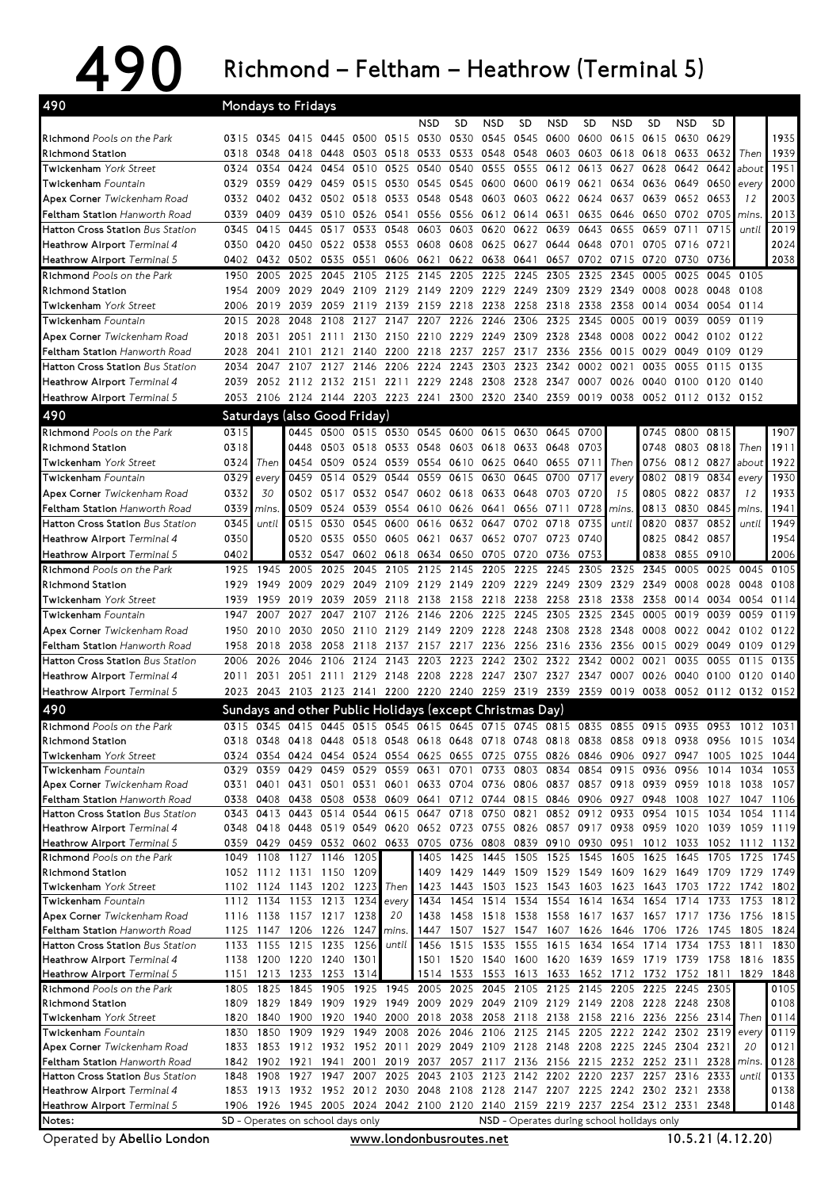# 490 Richmond – Feltham – Heathrow (Terminal 5)

## 490 Mondays to Fridays

| | | | | | | | NSD | SD | NSD | SD | NSD | SD | NSD | SD | NSD | SD | | |
|---|---|---|---|---|---|---|---|---|---|---|---|---|---|---|---|---|---|---|
| **Richmond** *Pools on the Park* | 0315 | 0345 | 0415 | 0445 | 0500 | 0515 | 0530 | 0530 | 0545 | 0545 | 0600 | 0600 | 0615 | 0615 | 0630 | 0629 | | 1935 |
| **Richmond Station** | 0318 | 0348 | 0418 | 0448 | 0503 | 0518 | 0533 | 0533 | 0548 | 0548 | 0603 | 0603 | 0618 | 0618 | 0633 | 0632 | Then | 1939 |
| **Twickenham** *York Street* | 0324 | 0354 | 0424 | 0454 | 0510 | 0525 | 0540 | 0540 | 0555 | 0555 | 0612 | 0613 | 0627 | 0628 | 0642 | 0642 | about | 1951 |
| **Twickenham** *Fountain* | 0329 | 0359 | 0429 | 0459 | 0515 | 0530 | 0545 | 0545 | 0600 | 0600 | 0619 | 0621 | 0634 | 0636 | 0649 | 0650 | every | 2000 |
| **Apex Corner** *Twickenham Road* | 0332 | 0402 | 0432 | 0502 | 0518 | 0533 | 0548 | 0548 | 0603 | 0603 | 0622 | 0624 | 0637 | 0639 | 0652 | 0653 | 12 | 2003 |
| **Feltham Station** *Hanworth Road* | 0339 | 0409 | 0439 | 0510 | 0526 | 0541 | 0556 | 0556 | 0612 | 0614 | 0631 | 0635 | 0646 | 0650 | 0702 | 0705 | mins. | 2013 |
| **Hatton Cross Station** *Bus Station* | 0345 | 0415 | 0445 | 0517 | 0533 | 0548 | 0603 | 0603 | 0620 | 0622 | 0639 | 0643 | 0655 | 0659 | 0711 | 0715 | until | 2019 |
| **Heathrow Airport** *Terminal 4* | 0350 | 0420 | 0450 | 0522 | 0538 | 0553 | 0608 | 0608 | 0625 | 0627 | 0644 | 0648 | 0701 | 0705 | 0716 | 0721 | | 2024 |
| **Heathrow Airport** *Terminal 5* | 0402 | 0432 | 0502 | 0535 | 0551 | 0606 | 0621 | 0622 | 0638 | 0641 | 0657 | 0702 | 0715 | 0720 | 0730 | 0736 | | 2038 |

| | | | | | | | | | | | | | | | | | |
|---|---|---|---|---|---|---|---|---|---|---|---|---|---|---|---|---|---|
| **Richmond** *Pools on the Park* | 1950 | 2005 | 2025 | 2045 | 2105 | 2125 | 2145 | 2205 | 2225 | 2245 | 2305 | 2325 | 2345 | 0005 | 0025 | 0045 | 0105 |
| **Richmond Station** | 1954 | 2009 | 2029 | 2049 | 2109 | 2129 | 2149 | 2209 | 2229 | 2249 | 2309 | 2329 | 2349 | 0008 | 0028 | 0048 | 0108 |
| **Twickenham** *York Street* | 2006 | 2019 | 2039 | 2059 | 2119 | 2139 | 2159 | 2218 | 2238 | 2258 | 2318 | 2338 | 2358 | 0014 | 0034 | 0054 | 0114 |
| **Twickenham** *Fountain* | 2015 | 2028 | 2048 | 2108 | 2127 | 2147 | 2207 | 2226 | 2246 | 2306 | 2325 | 2345 | 0005 | 0019 | 0039 | 0059 | 0119 |
| **Apex Corner** *Twickenham Road* | 2018 | 2031 | 2051 | 2111 | 2130 | 2150 | 2210 | 2229 | 2249 | 2309 | 2328 | 2348 | 0008 | 0022 | 0042 | 0102 | 0122 |
| **Feltham Station** *Hanworth Road* | 2028 | 2041 | 2101 | 2121 | 2140 | 2200 | 2218 | 2237 | 2257 | 2317 | 2336 | 2356 | 0015 | 0029 | 0049 | 0109 | 0129 |
| **Hatton Cross Station** *Bus Station* | 2034 | 2047 | 2107 | 2127 | 2146 | 2206 | 2224 | 2243 | 2303 | 2323 | 2342 | 0002 | 0021 | 0035 | 0055 | 0115 | 0135 |
| **Heathrow Airport** *Terminal 4* | 2039 | 2052 | 2112 | 2132 | 2151 | 2211 | 2229 | 2248 | 2308 | 2328 | 2347 | 0007 | 0026 | 0040 | 0100 | 0120 | 0140 |
| **Heathrow Airport** *Terminal 5* | 2053 | 2106 | 2124 | 2144 | 2203 | 2223 | 2241 | 2300 | 2320 | 2340 | 2359 | 0019 | 0038 | 0052 | 0112 | 0132 | 0152 |

## 490 Saturdays (also Good Friday)

| | | | | | | | | | | | | | | | | | |
|---|---|---|---|---|---|---|---|---|---|---|---|---|---|---|---|---|---|
| **Richmond** *Pools on the Park* | 0315 | | 0445 | 0500 | 0515 | 0530 | 0545 | 0600 | 0615 | 0630 | 0645 | 0700 | | 0745 | 0800 | 0815 | | 1907 |
| **Richmond Station** | 0318 | | 0448 | 0503 | 0518 | 0533 | 0548 | 0603 | 0618 | 0633 | 0648 | 0703 | | 0748 | 0803 | 0818 | Then | 1911 |
| **Twickenham** *York Street* | 0324 | Then | 0454 | 0509 | 0524 | 0539 | 0554 | 0610 | 0625 | 0640 | 0655 | 0711 | Then | 0756 | 0812 | 0827 | about | 1922 |
| **Twickenham** *Fountain* | 0329 | every | 0459 | 0514 | 0529 | 0544 | 0559 | 0615 | 0630 | 0645 | 0700 | 0717 | every | 0802 | 0819 | 0834 | every | 1930 |
| **Apex Corner** *Twickenham Road* | 0332 | 30 | 0502 | 0517 | 0532 | 0547 | 0602 | 0618 | 0633 | 0648 | 0703 | 0720 | 15 | 0805 | 0822 | 0837 | 12 | 1933 |
| **Feltham Station** *Hanworth Road* | 0339 | mins. | 0509 | 0524 | 0539 | 0554 | 0610 | 0626 | 0641 | 0656 | 0711 | 0728 | mins. | 0813 | 0830 | 0845 | mins. | 1941 |
| **Hatton Cross Station** *Bus Station* | 0345 | until | 0515 | 0530 | 0545 | 0600 | 0616 | 0632 | 0647 | 0702 | 0718 | 0735 | until | 0820 | 0837 | 0852 | until | 1949 |
| **Heathrow Airport** *Terminal 4* | 0350 | | 0520 | 0535 | 0550 | 0605 | 0621 | 0637 | 0652 | 0707 | 0723 | 0740 | | 0825 | 0842 | 0857 | | 1954 |
| **Heathrow Airport** *Terminal 5* | 0402 | | 0532 | 0547 | 0602 | 0618 | 0634 | 0650 | 0705 | 0720 | 0736 | 0753 | | 0838 | 0855 | 0910 | | 2006 |

| | | | | | | | | | | | | | | | | | | |
|---|---|---|---|---|---|---|---|---|---|---|---|---|---|---|---|---|---|---|
| **Richmond** *Pools on the Park* | 1925 | 1945 | 2005 | 2025 | 2045 | 2105 | 2125 | 2145 | 2205 | 2225 | 2245 | 2305 | 2325 | 2345 | 0005 | 0025 | 0045 | 0105 |
| **Richmond Station** | 1929 | 1949 | 2009 | 2029 | 2049 | 2109 | 2129 | 2149 | 2209 | 2229 | 2249 | 2309 | 2329 | 2349 | 0008 | 0028 | 0048 | 0108 |
| **Twickenham** *York Street* | 1939 | 1959 | 2019 | 2039 | 2059 | 2118 | 2138 | 2158 | 2218 | 2238 | 2258 | 2318 | 2338 | 2358 | 0014 | 0034 | 0054 | 0114 |
| **Twickenham** *Fountain* | 1947 | 2007 | 2027 | 2047 | 2107 | 2126 | 2146 | 2206 | 2225 | 2245 | 2305 | 2325 | 2345 | 0005 | 0019 | 0039 | 0059 | 0119 |
| **Apex Corner** *Twickenham Road* | 1950 | 2010 | 2030 | 2050 | 2110 | 2129 | 2149 | 2209 | 2228 | 2248 | 2308 | 2328 | 2348 | 0008 | 0022 | 0042 | 0102 | 0122 |
| **Feltham Station** *Hanworth Road* | 1958 | 2018 | 2038 | 2058 | 2118 | 2137 | 2157 | 2217 | 2236 | 2256 | 2316 | 2336 | 2356 | 0015 | 0029 | 0049 | 0109 | 0129 |
| **Hatton Cross Station** *Bus Station* | 2006 | 2026 | 2046 | 2106 | 2124 | 2143 | 2203 | 2223 | 2242 | 2302 | 2322 | 2342 | 0002 | 0021 | 0035 | 0055 | 0115 | 0135 |
| **Heathrow Airport** *Terminal 4* | 2011 | 2031 | 2051 | 2111 | 2129 | 2148 | 2208 | 2228 | 2247 | 2307 | 2327 | 2347 | 0007 | 0026 | 0040 | 0100 | 0120 | 0140 |
| **Heathrow Airport** *Terminal 5* | 2023 | 2043 | 2103 | 2123 | 2141 | 2200 | 2220 | 2240 | 2259 | 2319 | 2339 | 2359 | 0019 | 0038 | 0052 | 0112 | 0132 | 0152 |

## 490 Sundays and other Public Holidays (except Christmas Day)

| | | | | | | | | | | | | | | | | | | |
|---|---|---|---|---|---|---|---|---|---|---|---|---|---|---|---|---|---|---|
| **Richmond** *Pools on the Park* | 0315 | 0345 | 0415 | 0445 | 0515 | 0545 | 0615 | 0645 | 0715 | 0745 | 0815 | 0835 | 0855 | 0915 | 0935 | 0953 | 1012 | 1031 |
| **Richmond Station** | 0318 | 0348 | 0418 | 0448 | 0518 | 0548 | 0618 | 0648 | 0718 | 0748 | 0818 | 0838 | 0858 | 0918 | 0938 | 0956 | 1015 | 1034 |
| **Twickenham** *York Street* | 0324 | 0354 | 0424 | 0454 | 0524 | 0554 | 0625 | 0655 | 0725 | 0755 | 0826 | 0846 | 0906 | 0927 | 0947 | 1005 | 1025 | 1044 |
| **Twickenham** *Fountain* | 0329 | 0359 | 0429 | 0459 | 0529 | 0559 | 0631 | 0701 | 0733 | 0803 | 0834 | 0854 | 0915 | 0936 | 0956 | 1014 | 1034 | 1053 |
| **Apex Corner** *Twickenham Road* | 0331 | 0401 | 0431 | 0501 | 0531 | 0601 | 0633 | 0704 | 0736 | 0806 | 0837 | 0857 | 0918 | 0939 | 0959 | 1018 | 1038 | 1057 |
| **Feltham Station** *Hanworth Road* | 0338 | 0408 | 0438 | 0508 | 0538 | 0609 | 0641 | 0712 | 0744 | 0815 | 0846 | 0906 | 0927 | 0948 | 1008 | 1027 | 1047 | 1106 |
| **Hatton Cross Station** *Bus Station* | 0343 | 0413 | 0443 | 0514 | 0544 | 0615 | 0647 | 0718 | 0750 | 0821 | 0852 | 0912 | 0933 | 0954 | 1015 | 1034 | 1054 | 1114 |
| **Heathrow Airport** *Terminal 4* | 0348 | 0418 | 0448 | 0519 | 0549 | 0620 | 0652 | 0723 | 0755 | 0826 | 0857 | 0917 | 0938 | 0959 | 1020 | 1039 | 1059 | 1119 |
| **Heathrow Airport** *Terminal 5* | 0359 | 0429 | 0459 | 0532 | 0602 | 0633 | 0705 | 0736 | 0808 | 0839 | 0910 | 0930 | 0951 | 1012 | 1033 | 1052 | 1112 | 1132 |

| | | | | | | | | | | | | | | | | | | |
|---|---|---|---|---|---|---|---|---|---|---|---|---|---|---|---|---|---|---|
| **Richmond** *Pools on the Park* | 1049 | 1108 | 1127 | 1146 | 1205 | | 1405 | 1425 | 1445 | 1505 | 1525 | 1545 | 1605 | 1625 | 1645 | 1705 | 1725 | 1745 |
| **Richmond Station** | 1052 | 1112 | 1131 | 1150 | 1209 | | 1409 | 1429 | 1449 | 1509 | 1529 | 1549 | 1609 | 1629 | 1649 | 1709 | 1729 | 1749 |
| **Twickenham** *York Street* | 1102 | 1124 | 1143 | 1202 | 1223 | Then | 1423 | 1443 | 1503 | 1523 | 1543 | 1603 | 1623 | 1643 | 1703 | 1722 | 1742 | 1802 |
| **Twickenham** *Fountain* | 1112 | 1134 | 1153 | 1213 | 1234 | every | 1434 | 1454 | 1514 | 1534 | 1554 | 1614 | 1634 | 1654 | 1714 | 1733 | 1753 | 1812 |
| **Apex Corner** *Twickenham Road* | 1116 | 1138 | 1157 | 1217 | 1238 | 20 | 1438 | 1458 | 1518 | 1538 | 1558 | 1617 | 1637 | 1657 | 1717 | 1736 | 1756 | 1815 |
| **Feltham Station** *Hanworth Road* | 1125 | 1147 | 1206 | 1226 | 1247 | mins. | 1447 | 1507 | 1527 | 1547 | 1607 | 1626 | 1646 | 1706 | 1726 | 1745 | 1805 | 1824 |
| **Hatton Cross Station** *Bus Station* | 1133 | 1155 | 1215 | 1235 | 1256 | until | 1456 | 1515 | 1535 | 1555 | 1615 | 1634 | 1654 | 1714 | 1734 | 1753 | 1811 | 1830 |
| **Heathrow Airport** *Terminal 4* | 1138 | 1200 | 1220 | 1240 | 1301 | | 1501 | 1520 | 1540 | 1600 | 1620 | 1639 | 1659 | 1719 | 1739 | 1758 | 1816 | 1835 |
| **Heathrow Airport** *Terminal 5* | 1151 | 1213 | 1233 | 1253 | 1314 | | 1514 | 1533 | 1553 | 1613 | 1633 | 1652 | 1712 | 1732 | 1752 | 1811 | 1829 | 1848 |

| | | | | | | | | | | | | | | | | | | |
|---|---|---|---|---|---|---|---|---|---|---|---|---|---|---|---|---|---|---|
| **Richmond** *Pools on the Park* | 1805 | 1825 | 1845 | 1905 | 1925 | 1945 | 2005 | 2025 | 2045 | 2105 | 2125 | 2145 | 2205 | 2225 | 2245 | 2305 | | 0105 |
| **Richmond Station** | 1809 | 1829 | 1849 | 1909 | 1929 | 1949 | 2009 | 2029 | 2049 | 2109 | 2129 | 2149 | 2208 | 2228 | 2248 | 2308 | | 0108 |
| **Twickenham** *York Street* | 1820 | 1840 | 1900 | 1920 | 1940 | 2000 | 2018 | 2038 | 2058 | 2118 | 2138 | 2158 | 2216 | 2236 | 2256 | 2314 | Then | 0114 |
| **Twickenham** *Fountain* | 1830 | 1850 | 1909 | 1929 | 1949 | 2008 | 2026 | 2046 | 2106 | 2125 | 2145 | 2205 | 2222 | 2242 | 2302 | 2319 | every | 0119 |
| **Apex Corner** *Twickenham Road* | 1833 | 1853 | 1912 | 1932 | 1952 | 2011 | 2029 | 2049 | 2109 | 2128 | 2148 | 2208 | 2225 | 2245 | 2304 | 2321 | 20 | 0121 |
| **Feltham Station** *Hanworth Road* | 1842 | 1902 | 1921 | 1941 | 2001 | 2019 | 2037 | 2057 | 2117 | 2136 | 2156 | 2215 | 2232 | 2252 | 2311 | 2328 | mins. | 0128 |
| **Hatton Cross Station** *Bus Station* | 1848 | 1908 | 1927 | 1947 | 2007 | 2025 | 2043 | 2103 | 2123 | 2142 | 2202 | 2220 | 2237 | 2257 | 2316 | 2333 | until | 0133 |
| **Heathrow Airport** *Terminal 4* | 1853 | 1913 | 1932 | 1952 | 2012 | 2030 | 2048 | 2108 | 2128 | 2147 | 2207 | 2225 | 2242 | 2302 | 2321 | 2338 | | 0138 |
| **Heathrow Airport** *Terminal 5* | 1906 | 1926 | 1945 | 2005 | 2024 | 2042 | 2100 | 2120 | 2140 | 2159 | 2219 | 2237 | 2254 | 2312 | 2331 | 2348 | | 0148 |

**Notes:** SD - Operates on school days only; NSD - Operates during school holidays only

Operated by **Abellio London** — www.londonbusroutes.net — 10.5.21 (4.12.20)